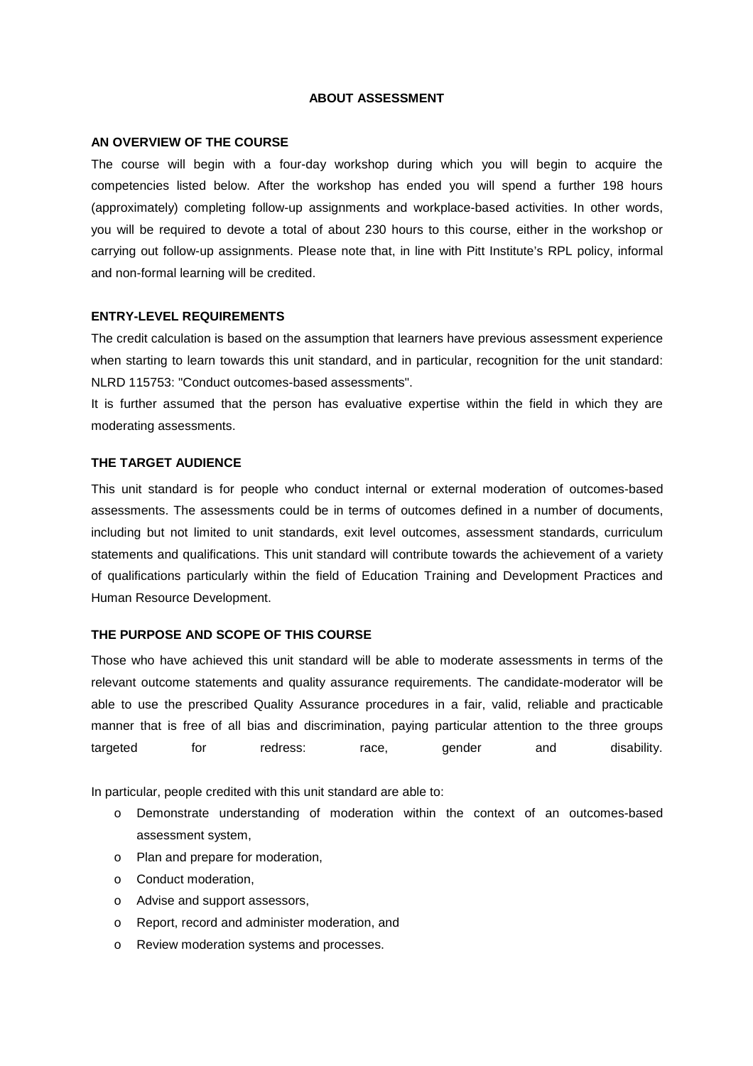# ABOUT ASSESSMENT

## AN OVERVIEW OF THE COURSE

The course will begin with a four-day workshop during which you will begin to acquire the competencies listed below. After the workshop has ended you will spend a further 198 hours (approximately) completing follow-up assignments and workplace-based activities. In other words, you will be required to devote a total of about 230 hours to this course, either in the workshop or carrying out follow-up assignments. Please note that, in line with Pitt Institute's RPL policy, informal and non-formal learning will be credited.

## ENTRY-LEVEL REQUIREMENTS

The credit calculation is based on the assumption that learners have previous assessment experience when starting to learn towards this unit standard, and in particular, recognition for the unit standard: NLRD 115753: "Conduct outcomes-based assessments".

It is further assumed that the person has evaluative expertise within the field in which they are moderating assessments.

## THE TARGET AUDIENCE

This unit standard is for people who conduct internal or external moderation of outcomes-based assessments. The assessments could be in terms of outcomes defined in a number of documents, including but not limited to unit standards, exit level outcomes, assessment standards, curriculum statements and qualifications. This unit standard will contribute towards the achievement of a variety of qualifications particularly within the field of Education Training and Development Practices and Human Resource Development.

## THE PURPOSE AND SCOPE OF THIS COURSE

Those who have achieved this unit standard will be able to moderate assessments in terms of the relevant outcome statements and quality assurance requirements. The candidate-moderator will be able to use the prescribed Quality Assurance procedures in a fair, valid, reliable and practicable manner that is free of all bias and discrimination, paying particular attention to the three groups targeted for redress: race, gender and disability.

In particular, people credited with this unit standard are able to:

- Demonstrate understanding of moderation within the context of an outcomes-based assessment system,
- Plan and prepare for moderation,
- Conduct moderation,
- Advise and support assessors,
- Report, record and administer moderation, and
- Review moderation systems and processes.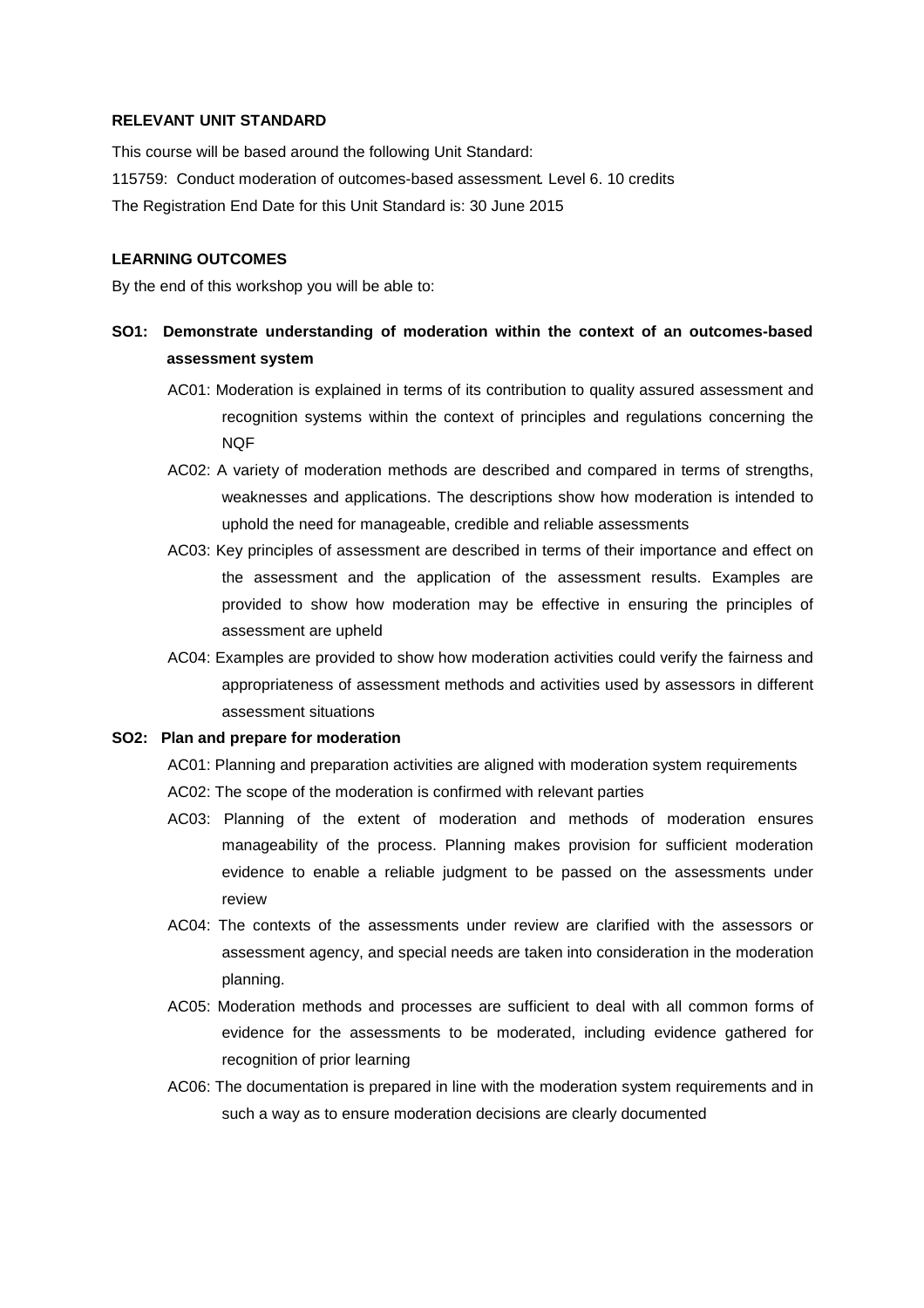**RELEVANT UNIT STANDARD**

This course will be based around the following Unit Standard:

115759: Conduct moderation of outcomes-based assessment. Level 6. 10 credits

The Registration End Date for this Unit Standard is: 30 June 2015

**LEARNING OUTCOMES**

By the end of this workshop you will be able to:

**SO1: Demonstrate understanding of moderation within the context of an outcomes-based assessment system**

- AC01: Moderation is explained in terms of its contribution to quality assured assessment and recognition systems within the context of principles and regulations concerning the NQF
- AC02: A variety of moderation methods are described and compared in terms of strengths, weaknesses and applications. The descriptions show how moderation is intended to uphold the need for manageable, credible and reliable assessments
- AC03: Key principles of assessment are described in terms of their importance and effect on the assessment and the application of the assessment results. Examples are provided to show how moderation may be effective in ensuring the principles of assessment are upheld
- AC04: Examples are provided to show how moderation activities could verify the fairness and appropriateness of assessment methods and activities used by assessors in different assessment situations

**SO2: Plan and prepare for moderation**

- AC01: Planning and preparation activities are aligned with moderation system requirements
- AC02: The scope of the moderation is confirmed with relevant parties
- AC03: Planning of the extent of moderation and methods of moderation ensures manageability of the process. Planning makes provision for sufficient moderation evidence to enable a reliable judgment to be passed on the assessments under review
- AC04: The contexts of the assessments under review are clarified with the assessors or assessment agency, and special needs are taken into consideration in the moderation planning.
- AC05: Moderation methods and processes are sufficient to deal with all common forms of evidence for the assessments to be moderated, including evidence gathered for recognition of prior learning
- AC06: The documentation is prepared in line with the moderation system requirements and in such a way as to ensure moderation decisions are clearly documented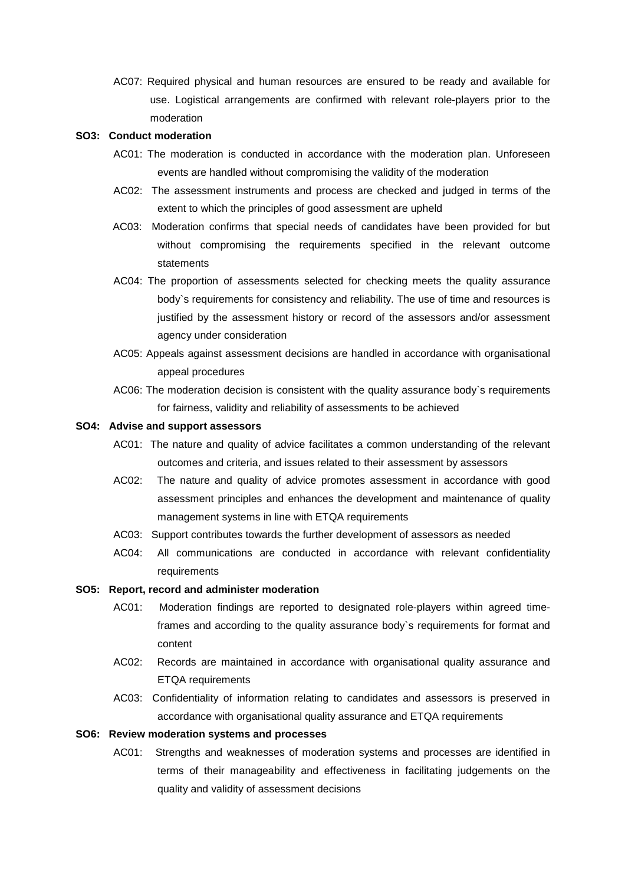AC07: Required physical and human resources are ensured to be ready and available for use. Logistical arrangements are confirmed with relevant role-players prior to the moderation

**SO3: Conduct moderation**

AC01: The moderation is conducted in accordance with the moderation plan. Unforeseen events are handled without compromising the validity of the moderation

AC02: The assessment instruments and process are checked and judged in terms of the extent to which the principles of good assessment are upheld

AC03: Moderation confirms that special needs of candidates have been provided for but without compromising the requirements specified in the relevant outcome statements

AC04: The proportion of assessments selected for checking meets the quality assurance body`s requirements for consistency and reliability. The use of time and resources is justified by the assessment history or record of the assessors and/or assessment agency under consideration

AC05: Appeals against assessment decisions are handled in accordance with organisational appeal procedures

AC06: The moderation decision is consistent with the quality assurance body`s requirements for fairness, validity and reliability of assessments to be achieved

**SO4: Advise and support assessors**

AC01: The nature and quality of advice facilitates a common understanding of the relevant outcomes and criteria, and issues related to their assessment by assessors

AC02: The nature and quality of advice promotes assessment in accordance with good assessment principles and enhances the development and maintenance of quality management systems in line with ETQA requirements

AC03: Support contributes towards the further development of assessors as needed

AC04: All communications are conducted in accordance with relevant confidentiality requirements

**SO5: Report, record and administer moderation**

AC01: Moderation findings are reported to designated role-players within agreed time-frames and according to the quality assurance body`s requirements for format and content

AC02: Records are maintained in accordance with organisational quality assurance and ETQA requirements

AC03: Confidentiality of information relating to candidates and assessors is preserved in accordance with organisational quality assurance and ETQA requirements

**SO6: Review moderation systems and processes**

AC01: Strengths and weaknesses of moderation systems and processes are identified in terms of their manageability and effectiveness in facilitating judgements on the quality and validity of assessment decisions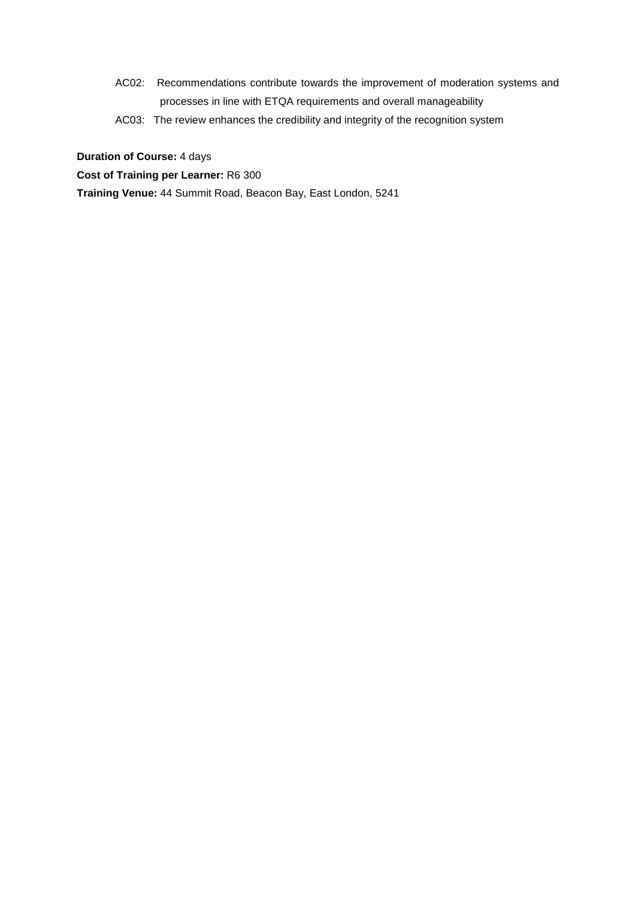AC02: Recommendations contribute towards the improvement of moderation systems and processes in line with ETQA requirements and overall manageability

AC03: The review enhances the credibility and integrity of the recognition system

**Duration of Course:** 4 days

**Cost of Training per Learner:** R6 300

**Training Venue:** 44 Summit Road, Beacon Bay, East London, 5241